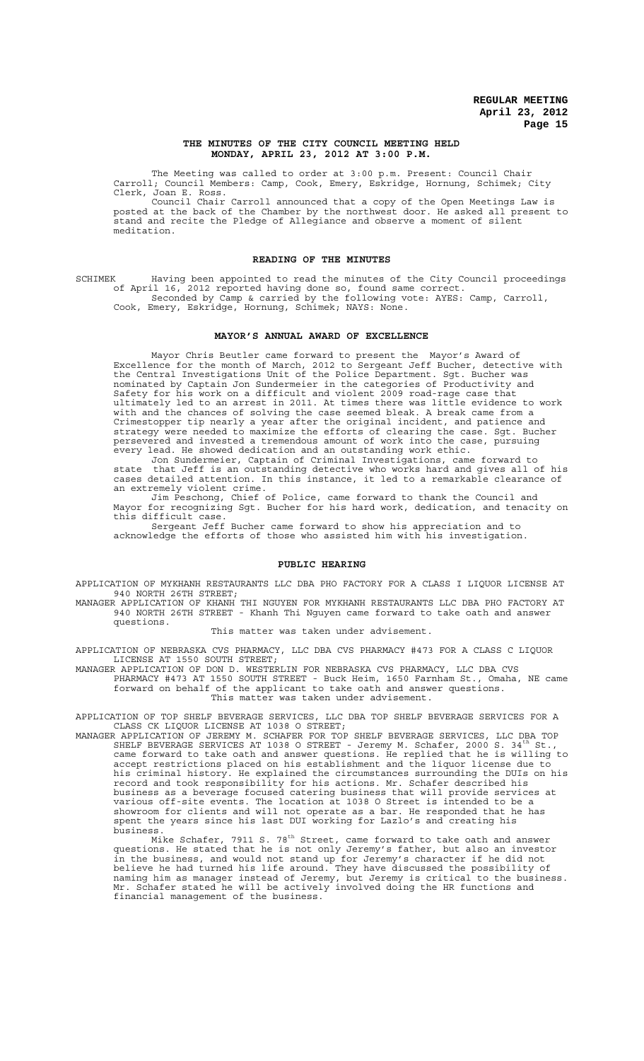# THE MINUTES OF THE CITY COUNCIL MEETING HELD MONDAY, APRIL 23, 2012 AT 3:00 P.M.

The Meeting was called to order at 3:00 p.m. Present: Council Chair Carroll; Council Members: Camp, Cook, Emery, Eskridge, Hornung, Schimek; City Clerk, Joan E. Ross.

Council Chair Carroll announced that a copy of the Open Meetings Law is posted at the back of the Chamber by the northwest door. He asked all present to stand and recite the Pledge of Allegiance and observe a moment of silent meditation.

## READING OF THE MINUTES

SCHIMEK Having been appointed to read the minutes of the City Council proceedings of April 16, 2012 reported having done so, found same correct.

Seconded by Camp & carried by the following vote: AYES: Camp, Carroll, Cook, Emery, Eskridge, Hornung, Schimek; NAYS: None.

## MAYOR'S ANNUAL AWARD OF EXCELLENCE

Mayor Chris Beutler came forward to present the Mayor's Award of Excellence for the month of March, 2012 to Sergeant Jeff Bucher, detective with the Central Investigations Unit of the Police Department. Sgt. Bucher was nominated by Captain Jon Sundermeier in the categories of Productivity and Safety for his work on a difficult and violent 2009 road-rage case that ultimately led to an arrest in 2011. At times there was little evidence to work with and the chances of solving the case seemed bleak. A break came from a Crimestopper tip nearly a year after the original incident, and patience and strategy were needed to maximize the efforts of clearing the case. Sgt. Bucher persevered and invested a tremendous amount of work into the case, pursuing every lead. He showed dedication and an outstanding work ethic.

Jon Sundermeier, Captain of Criminal Investigations, came forward to state that Jeff is an outstanding detective who works hard and gives all of his cases detailed attention. In this instance, it led to a remarkable clearance of an extremely violent crime.

Jim Peschong, Chief of Police, came forward to thank the Council and Mayor for recognizing Sgt. Bucher for his hard work, dedication, and tenacity on this difficult case.

Sergeant Jeff Bucher came forward to show his appreciation and to acknowledge the efforts of those who assisted him with his investigation.

## PUBLIC HEARING

APPLICATION OF MYKHANH RESTAURANTS LLC DBA PHO FACTORY FOR A CLASS I LIQUOR LICENSE AT 940 NORTH 26TH STREET;

MANAGER APPLICATION OF KHANH THI NGUYEN FOR MYKHANH RESTAURANTS LLC DBA PHO FACTORY AT 940 NORTH 26TH STREET - Khanh Thi Nguyen came forward to take oath and answer questions.

This matter was taken under advisement.

APPLICATION OF NEBRASKA CVS PHARMACY, LLC DBA CVS PHARMACY #473 FOR A CLASS C LIQUOR LICENSE AT 1550 SOUTH STREET;

MANAGER APPLICATION OF DON D. WESTERLIN FOR NEBRASKA CVS PHARMACY, LLC DBA CVS PHARMACY #473 AT 1550 SOUTH STREET - Buck Heim, 1650 Farnham St., Omaha, NE came forward on behalf of the applicant to take oath and answer questions.

This matter was taken under advisement.

APPLICATION OF TOP SHELF BEVERAGE SERVICES, LLC DBA TOP SHELF BEVERAGE SERVICES FOR A CLASS CK LIQUOR LICENSE AT 1038 O STREET;

MANAGER APPLICATION OF JEREMY M. SCHAFER FOR TOP SHELF BEVERAGE SERVICES, LLC DBA TOP SHELF BEVERAGE SERVICES AT 1038 O STREET - Jeremy M. Schafer, 2000 S. 34th St., came forward to take oath and answer questions. He replied that he is willing to accept restrictions placed on his establishment and the liquor license due to his criminal history. He explained the circumstances surrounding the DUIs on his record and took responsibility for his actions. Mr. Schafer described his business as a beverage focused catering business that will provide services at various off-site events. The location at 1038 O Street is intended to be a showroom for clients and will not operate as a bar. He responded that he has spent the years since his last DUI working for Lazlo's and creating his business.

Mike Schafer, 7911 S. 78th Street, came forward to take oath and answer questions. He stated that he is not only Jeremy's father, but also an investor in the business, and would not stand up for Jeremy's character if he did not believe he had turned his life around. They have discussed the possibility of naming him as manager instead of Jeremy, but Jeremy is critical to the business. Mr. Schafer stated he will be actively involved doing the HR functions and financial management of the business.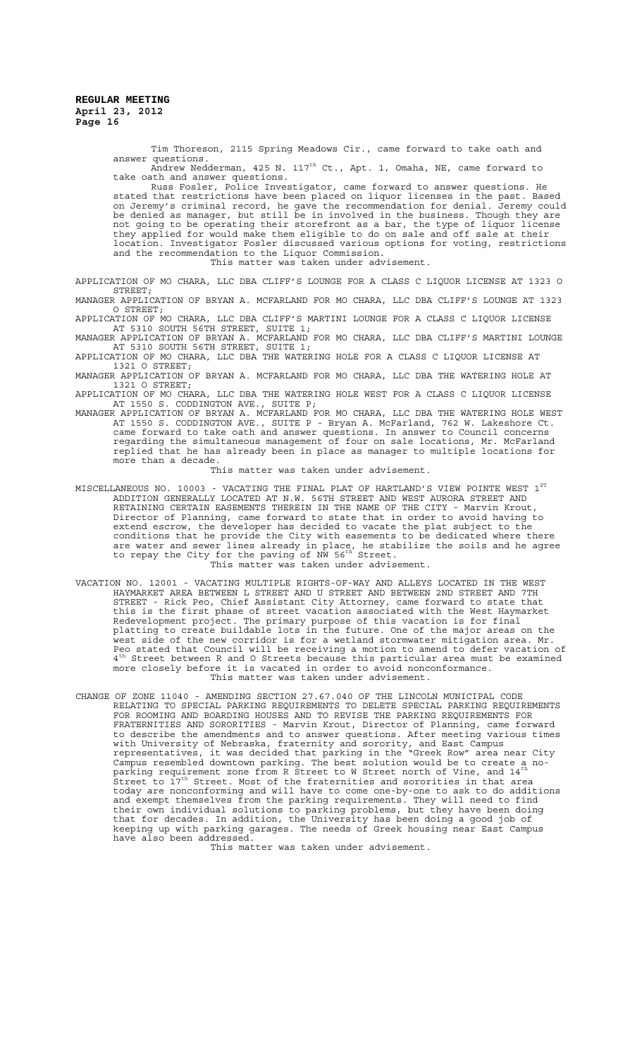Tim Thoreson, 2115 Spring Meadows Cir., came forward to take oath and answer questions.

Andrew Nedderman, 425 N. 117th Ct., Apt. 1, Omaha, NE, came forward to take oath and answer questions.

Russ Fosler, Police Investigator, came forward to answer questions. He stated that restrictions have been placed on liquor licenses in the past. Based on Jeremy's criminal record, he gave the recommendation for denial. Jeremy could be denied as manager, but still be in involved in the business. Though they are not going to be operating their storefront as a bar, the type of liquor license they applied for would make them eligible to do on sale and off sale at their location. Investigator Fosler discussed various options for voting, restrictions and the recommendation to the Liquor Commission.

This matter was taken under advisement.

APPLICATION OF MO CHARA, LLC DBA CLIFF'S LOUNGE FOR A CLASS C LIQUOR LICENSE AT 1323 O STREET;

MANAGER APPLICATION OF BRYAN A. MCFARLAND FOR MO CHARA, LLC DBA CLIFF'S LOUNGE AT 1323 O STREET;

APPLICATION OF MO CHARA, LLC DBA CLIFF'S MARTINI LOUNGE FOR A CLASS C LIQUOR LICENSE AT 5310 SOUTH 56TH STREET, SUITE 1;

MANAGER APPLICATION OF BRYAN A. MCFARLAND FOR MO CHARA, LLC DBA CLIFF'S MARTINI LOUNGE AT 5310 SOUTH 56TH STREET, SUITE 1;

APPLICATION OF MO CHARA, LLC DBA THE WATERING HOLE FOR A CLASS C LIQUOR LICENSE AT 1321 O STREET;

MANAGER APPLICATION OF BRYAN A. MCFARLAND FOR MO CHARA, LLC DBA THE WATERING HOLE AT 1321 O STREET;

APPLICATION OF MO CHARA, LLC DBA THE WATERING HOLE WEST FOR A CLASS C LIQUOR LICENSE AT 1550 S. CODDINGTON AVE., SUITE P;

MANAGER APPLICATION OF BRYAN A. MCFARLAND FOR MO CHARA, LLC DBA THE WATERING HOLE WEST AT 1550 S. CODDINGTON AVE., SUITE P - Bryan A. McFarland, 762 W. Lakeshore Ct. came forward to take oath and answer questions. In answer to Council concerns regarding the simultaneous management of four on sale locations, Mr. McFarland replied that he has already been in place as manager to multiple locations for more than a decade.

This matter was taken under advisement.

MISCELLANEOUS NO. 10003 - VACATING THE FINAL PLAT OF HARTLAND'S VIEW POINTE WEST 1ST ADDITION GENERALLY LOCATED AT N.W. 56TH STREET AND WEST AURORA STREET AND RETAINING CERTAIN EASEMENTS THEREIN IN THE NAME OF THE CITY - Marvin Krout, Director of Planning, came forward to state that in order to avoid having to extend escrow, the developer has decided to vacate the plat subject to the conditions that he provide the City with easements to be dedicated where there are water and sewer lines already in place, he stabilize the soils and he agree to repay the City for the paving of NW 56th Street.

This matter was taken under advisement.

VACATION NO. 12001 - VACATING MULTIPLE RIGHTS-OF-WAY AND ALLEYS LOCATED IN THE WEST HAYMARKET AREA BETWEEN L STREET AND U STREET AND BETWEEN 2ND STREET AND 7TH STREET - Rick Peo, Chief Assistant City Attorney, came forward to state that this is the first phase of street vacation associated with the West Haymarket Redevelopment project. The primary purpose of this vacation is for final platting to create buildable lots in the future. One of the major areas on the west side of the new corridor is for a wetland stormwater mitigation area. Mr. Peo stated that Council will be receiving a motion to amend to defer vacation of 4th Street between R and O Streets because this particular area must be examined more closely before it is vacated in order to avoid nonconformance.

This matter was taken under advisement.

CHANGE OF ZONE 11040 - AMENDING SECTION 27.67.040 OF THE LINCOLN MUNICIPAL CODE RELATING TO SPECIAL PARKING REQUIREMENTS TO DELETE SPECIAL PARKING REQUIREMENTS FOR ROOMING AND BOARDING HOUSES AND TO REVISE THE PARKING REQUIREMENTS FOR FRATERNITIES AND SORORITIES - Marvin Krout, Director of Planning, came forward to describe the amendments and to answer questions. After meeting various times with University of Nebraska, fraternity and sorority, and East Campus representatives, it was decided that parking in the "Greek Row" area near City Campus resembled downtown parking. The best solution would be to create a no-parking requirement zone from R Street to W Street north of Vine, and 14th Street to 17th Street. Most of the fraternities and sororities in that area today are nonconforming and will have to come one-by-one to ask to do additions and exempt themselves from the parking requirements. They will need to find their own individual solutions to parking problems, but they have been doing that for decades. In addition, the University has been doing a good job of keeping up with parking garages. The needs of Greek housing near East Campus have also been addressed.

This matter was taken under advisement.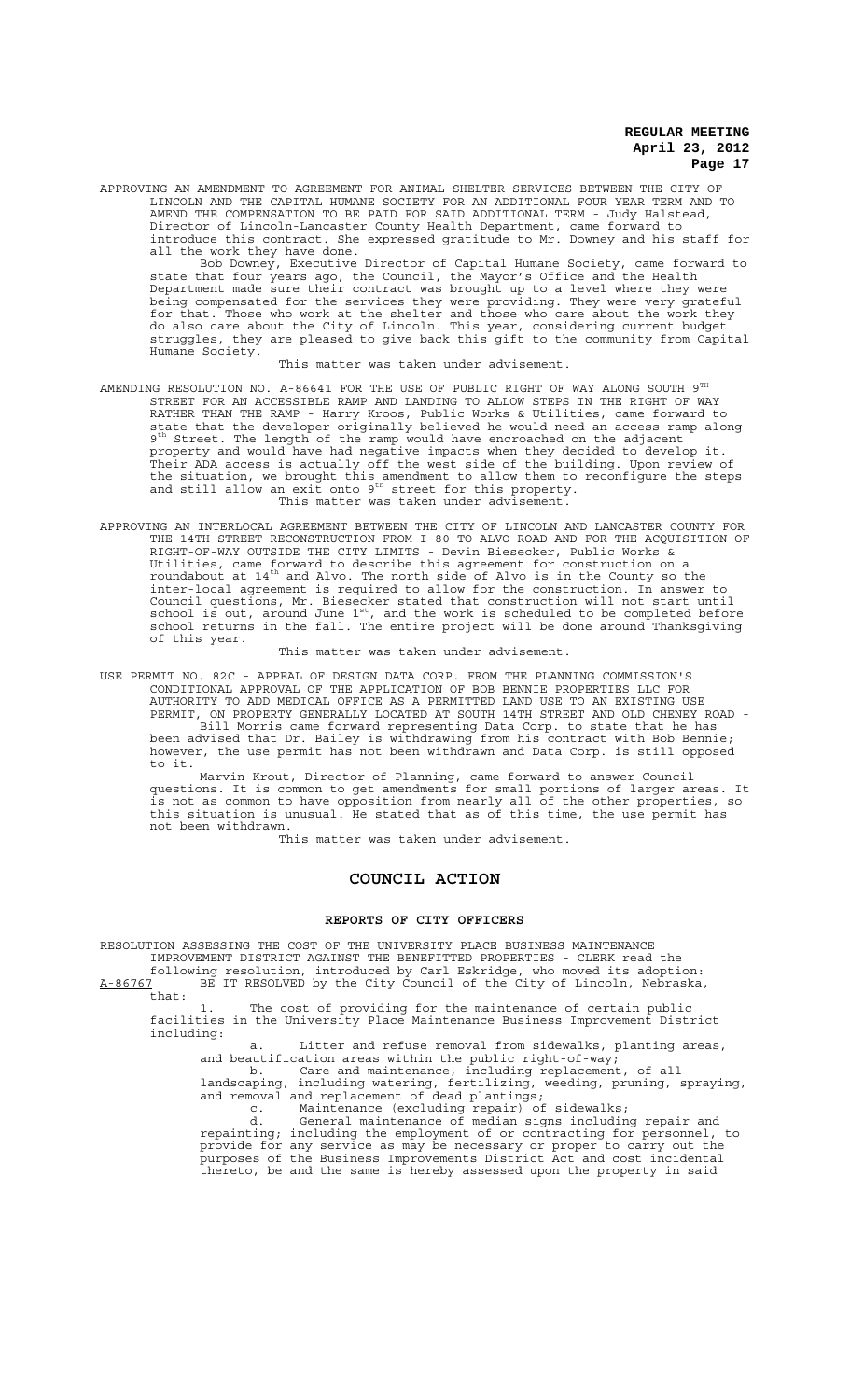APPROVING AN AMENDMENT TO AGREEMENT FOR ANIMAL SHELTER SERVICES BETWEEN THE CITY OF LINCOLN AND THE CAPITAL HUMANE SOCIETY FOR AN ADDITIONAL FOUR YEAR TERM AND TO AMEND THE COMPENSATION TO BE PAID FOR SAID ADDITIONAL TERM - Judy Halstead, Director of Lincoln-Lancaster County Health Department, came forward to introduce this contract. She expressed gratitude to Mr. Downey and his staff for all the work they have done.

Bob Downey, Executive Director of Capital Humane Society, came forward to state that four years ago, the Council, the Mayor's Office and the Health Department made sure their contract was brought up to a level where they were being compensated for the services they were providing. They were very grateful for that. Those who work at the shelter and those who care about the work they do also care about the City of Lincoln. This year, considering current budget struggles, they are pleased to give back this gift to the community from Capital Humane Society.

This matter was taken under advisement.

AMENDING RESOLUTION NO. A-86641 FOR THE USE OF PUBLIC RIGHT OF WAY ALONG SOUTH 9TH STREET FOR AN ACCESSIBLE RAMP AND LANDING TO ALLOW STEPS IN THE RIGHT OF WAY RATHER THAN THE RAMP - Harry Kroos, Public Works & Utilities, came forward to state that the developer originally believed he would need an access ramp along 9th Street. The length of the ramp would have encroached on the adjacent property and would have had negative impacts when they decided to develop it. Their ADA access is actually off the west side of the building. Upon review of the situation, we brought this amendment to allow them to reconfigure the steps and still allow an exit onto 9th street for this property.

This matter was taken under advisement.

APPROVING AN INTERLOCAL AGREEMENT BETWEEN THE CITY OF LINCOLN AND LANCASTER COUNTY FOR THE 14TH STREET RECONSTRUCTION FROM I-80 TO ALVO ROAD AND FOR THE ACQUISITION OF RIGHT-OF-WAY OUTSIDE THE CITY LIMITS - Devin Biesecker, Public Works & Utilities, came forward to describe this agreement for construction on a roundabout at 14th and Alvo. The north side of Alvo is in the County so the inter-local agreement is required to allow for the construction. In answer to Council questions, Mr. Biesecker stated that construction will not start until school is out, around June 1st, and the work is scheduled to be completed before school returns in the fall. The entire project will be done around Thanksgiving of this year.

This matter was taken under advisement.

USE PERMIT NO. 82C - APPEAL OF DESIGN DATA CORP. FROM THE PLANNING COMMISSION'S CONDITIONAL APPROVAL OF THE APPLICATION OF BOB BENNIE PROPERTIES LLC FOR AUTHORITY TO ADD MEDICAL OFFICE AS A PERMITTED LAND USE TO AN EXISTING USE PERMIT, ON PROPERTY GENERALLY LOCATED AT SOUTH 14TH STREET AND OLD CHENEY ROAD - Bill Morris came forward representing Data Corp. to state that he has been advised that Dr. Bailey is withdrawing from his contract with Bob Bennie; however, the use permit has not been withdrawn and Data Corp. is still opposed to it.

Marvin Krout, Director of Planning, came forward to answer Council questions. It is common to get amendments for small portions of larger areas. It is not as common to have opposition from nearly all of the other properties, so this situation is unusual. He stated that as of this time, the use permit has not been withdrawn.

This matter was taken under advisement.

## COUNCIL ACTION

### REPORTS OF CITY OFFICERS

RESOLUTION ASSESSING THE COST OF THE UNIVERSITY PLACE BUSINESS MAINTENANCE IMPROVEMENT DISTRICT AGAINST THE BENEFITTED PROPERTIES - CLERK read the following resolution, introduced by Carl Eskridge, who moved its adoption:

A-86767 BE IT RESOLVED by the City Council of the City of Lincoln, Nebraska, that:

1. The cost of providing for the maintenance of certain public facilities in the University Place Maintenance Business Improvement District including:
   a. Litter and refuse removal from sidewalks, planting areas, and beautification areas within the public right-of-way;
   b. Care and maintenance, including replacement, of all landscaping, including watering, fertilizing, weeding, pruning, spraying, and removal and replacement of dead plantings;
   c. Maintenance (excluding repair) of sidewalks;
   d. General maintenance of median signs including repair and repainting; including the employment of or contracting for personnel, to provide for any service as may be necessary or proper to carry out the purposes of the Business Improvements District Act and cost incidental thereto, be and the same is hereby assessed upon the property in said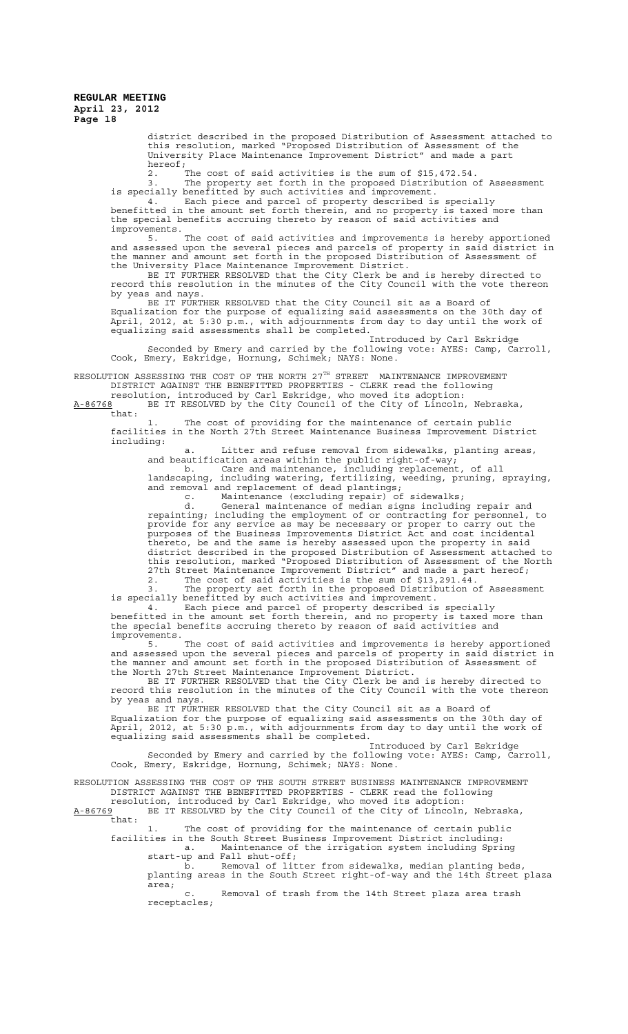district described in the proposed Distribution of Assessment attached to this resolution, marked "Proposed Distribution of Assessment of the University Place Maintenance Improvement District" and made a part hereof;

2. The cost of said activities is the sum of $15,472.54.

3. The property set forth in the proposed Distribution of Assessment is specially benefitted by such activities and improvement.

4. Each piece and parcel of property described is specially benefitted in the amount set forth therein, and no property is taxed more than the special benefits accruing thereto by reason of said activities and improvements.

5. The cost of said activities and improvements is hereby apportioned and assessed upon the several pieces and parcels of property in said district in the manner and amount set forth in the proposed Distribution of Assessment of the University Place Maintenance Improvement District.

BE IT FURTHER RESOLVED that the City Clerk be and is hereby directed to record this resolution in the minutes of the City Council with the vote thereon by yeas and nays.

BE IT FURTHER RESOLVED that the City Council sit as a Board of Equalization for the purpose of equalizing said assessments on the 30th day of April, 2012, at 5:30 p.m., with adjournments from day to day until the work of equalizing said assessments shall be completed.

Introduced by Carl Eskridge

Seconded by Emery and carried by the following vote: AYES: Camp, Carroll, Cook, Emery, Eskridge, Hornung, Schimek; NAYS: None.

RESOLUTION ASSESSING THE COST OF THE NORTH 27TH STREET MAINTENANCE IMPROVEMENT DISTRICT AGAINST THE BENEFITTED PROPERTIES - CLERK read the following resolution, introduced by Carl Eskridge, who moved its adoption:

A-86768 BE IT RESOLVED by the City Council of the City of Lincoln, Nebraska, that:

1. The cost of providing for the maintenance of certain public facilities in the North 27th Street Maintenance Business Improvement District including:

a. Litter and refuse removal from sidewalks, planting areas, and beautification areas within the public right-of-way;

b. Care and maintenance, including replacement, of all landscaping, including watering, fertilizing, weeding, pruning, spraying, and removal and replacement of dead plantings;

c. Maintenance (excluding repair) of sidewalks;

d. General maintenance of median signs including repair and repainting; including the employment of or contracting for personnel, to provide for any service as may be necessary or proper to carry out the purposes of the Business Improvements District Act and cost incidental thereto, be and the same is hereby assessed upon the property in said district described in the proposed Distribution of Assessment attached to this resolution, marked "Proposed Distribution of Assessment of the North 27th Street Maintenance Improvement District" and made a part hereof;

2. The cost of said activities is the sum of $13,291.44.

3. The property set forth in the proposed Distribution of Assessment is specially benefitted by such activities and improvement.

4. Each piece and parcel of property described is specially benefitted in the amount set forth therein, and no property is taxed more than the special benefits accruing thereto by reason of said activities and improvements.

5. The cost of said activities and improvements is hereby apportioned and assessed upon the several pieces and parcels of property in said district in the manner and amount set forth in the proposed Distribution of Assessment of the North 27th Street Maintenance Improvement District.

BE IT FURTHER RESOLVED that the City Clerk be and is hereby directed to record this resolution in the minutes of the City Council with the vote thereon by yeas and nays.

BE IT FURTHER RESOLVED that the City Council sit as a Board of Equalization for the purpose of equalizing said assessments on the 30th day of April, 2012, at 5:30 p.m., with adjournments from day to day until the work of equalizing said assessments shall be completed.

Introduced by Carl Eskridge

Seconded by Emery and carried by the following vote: AYES: Camp, Carroll, Cook, Emery, Eskridge, Hornung, Schimek; NAYS: None.

RESOLUTION ASSESSING THE COST OF THE SOUTH STREET BUSINESS MAINTENANCE IMPROVEMENT DISTRICT AGAINST THE BENEFITTED PROPERTIES - CLERK read the following resolution, introduced by Carl Eskridge, who moved its adoption:

A-86769 BE IT RESOLVED by the City Council of the City of Lincoln, Nebraska, that:

1. The cost of providing for the maintenance of certain public facilities in the South Street Business Improvement District including:

a. Maintenance of the irrigation system including Spring start-up and Fall shut-off;

b. Removal of litter from sidewalks, median planting beds, planting areas in the South Street right-of-way and the 14th Street plaza area;

c. Removal of trash from the 14th Street plaza area trash receptacles;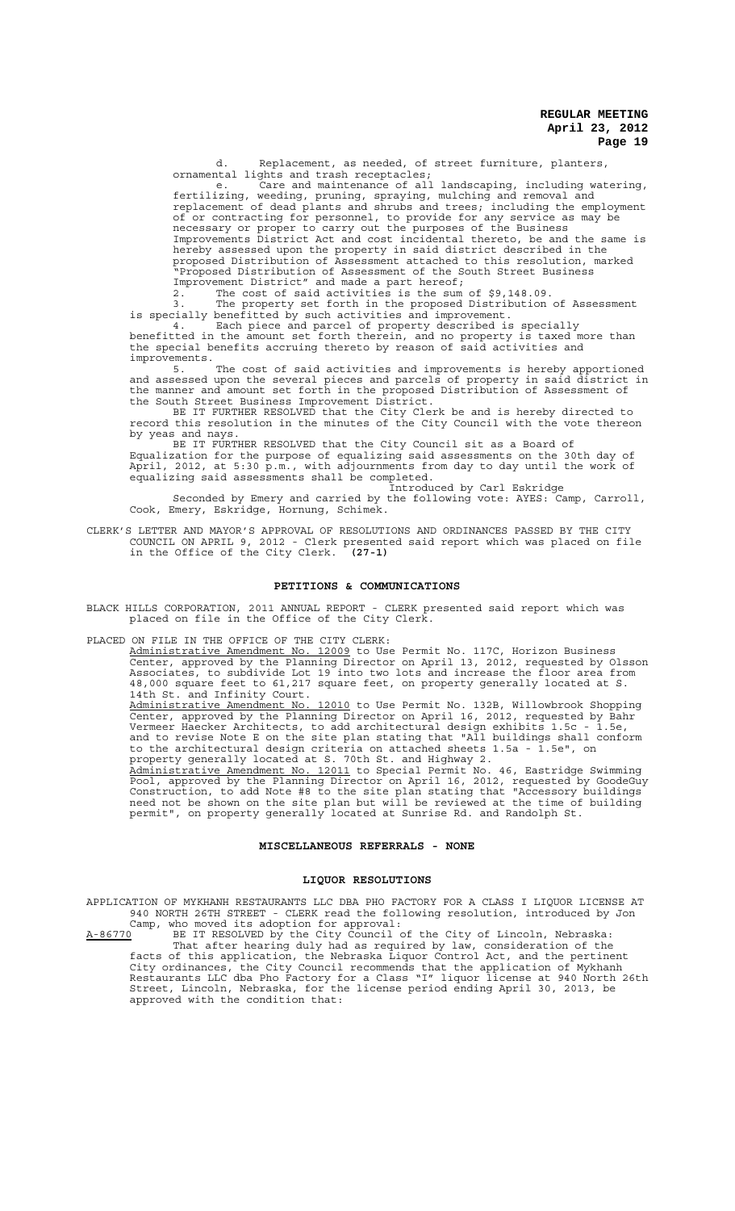d. Replacement, as needed, of street furniture, planters, ornamental lights and trash receptacles;

e. Care and maintenance of all landscaping, including watering, fertilizing, weeding, pruning, spraying, mulching and removal and replacement of dead plants and shrubs and trees; including the employment of or contracting for personnel, to provide for any service as may be necessary or proper to carry out the purposes of the Business Improvements District Act and cost incidental thereto, be and the same is hereby assessed upon the property in said district described in the proposed Distribution of Assessment attached to this resolution, marked "Proposed Distribution of Assessment of the South Street Business Improvement District" and made a part hereof;

2. The cost of said activities is the sum of $9,148.09.

3. The property set forth in the proposed Distribution of Assessment is specially benefitted by such activities and improvement.

4. Each piece and parcel of property described is specially benefitted in the amount set forth therein, and no property is taxed more than the special benefits accruing thereto by reason of said activities and improvements.

5. The cost of said activities and improvements is hereby apportioned and assessed upon the several pieces and parcels of property in said district in the manner and amount set forth in the proposed Distribution of Assessment of the South Street Business Improvement District.

BE IT FURTHER RESOLVED that the City Clerk be and is hereby directed to record this resolution in the minutes of the City Council with the vote thereon by yeas and nays.

BE IT FURTHER RESOLVED that the City Council sit as a Board of Equalization for the purpose of equalizing said assessments on the 30th day of April, 2012, at 5:30 p.m., with adjournments from day to day until the work of equalizing said assessments shall be completed.

Introduced by Carl Eskridge

Seconded by Emery and carried by the following vote: AYES: Camp, Carroll, Cook, Emery, Eskridge, Hornung, Schimek.

CLERK'S LETTER AND MAYOR'S APPROVAL OF RESOLUTIONS AND ORDINANCES PASSED BY THE CITY COUNCIL ON APRIL 9, 2012 - Clerk presented said report which was placed on file in the Office of the City Clerk. **(27-1)**

## PETITIONS & COMMUNICATIONS

BLACK HILLS CORPORATION, 2011 ANNUAL REPORT - CLERK presented said report which was placed on file in the Office of the City Clerk.

PLACED ON FILE IN THE OFFICE OF THE CITY CLERK:

Administrative Amendment No. 12009 to Use Permit No. 117C, Horizon Business Center, approved by the Planning Director on April 13, 2012, requested by Olsson Associates, to subdivide Lot 19 into two lots and increase the floor area from 48,000 square feet to 61,217 square feet, on property generally located at S. 14th St. and Infinity Court.

Administrative Amendment No. 12010 to Use Permit No. 132B, Willowbrook Shopping Center, approved by the Planning Director on April 16, 2012, requested by Bahr Vermeer Haecker Architects, to add architectural design exhibits 1.5c - 1.5e, and to revise Note E on the site plan stating that "All buildings shall conform to the architectural design criteria on attached sheets 1.5a - 1.5e", on property generally located at S. 70th St. and Highway 2.

Administrative Amendment No. 12011 to Special Permit No. 46, Eastridge Swimming Pool, approved by the Planning Director on April 16, 2012, requested by GoodeGuy Construction, to add Note #8 to the site plan stating that "Accessory buildings need not be shown on the site plan but will be reviewed at the time of building permit", on property generally located at Sunrise Rd. and Randolph St.

## MISCELLANEOUS REFERRALS - NONE

## LIQUOR RESOLUTIONS

APPLICATION OF MYKHANH RESTAURANTS LLC DBA PHO FACTORY FOR A CLASS I LIQUOR LICENSE AT 940 NORTH 26TH STREET - CLERK read the following resolution, introduced by Jon Camp, who moved its adoption for approval:

A-86770 BE IT RESOLVED by the City Council of the City of Lincoln, Nebraska:

That after hearing duly had as required by law, consideration of the facts of this application, the Nebraska Liquor Control Act, and the pertinent City ordinances, the City Council recommends that the application of Mykhanh Restaurants LLC dba Pho Factory for a Class "I" liquor license at 940 North 26th Street, Lincoln, Nebraska, for the license period ending April 30, 2013, be approved with the condition that: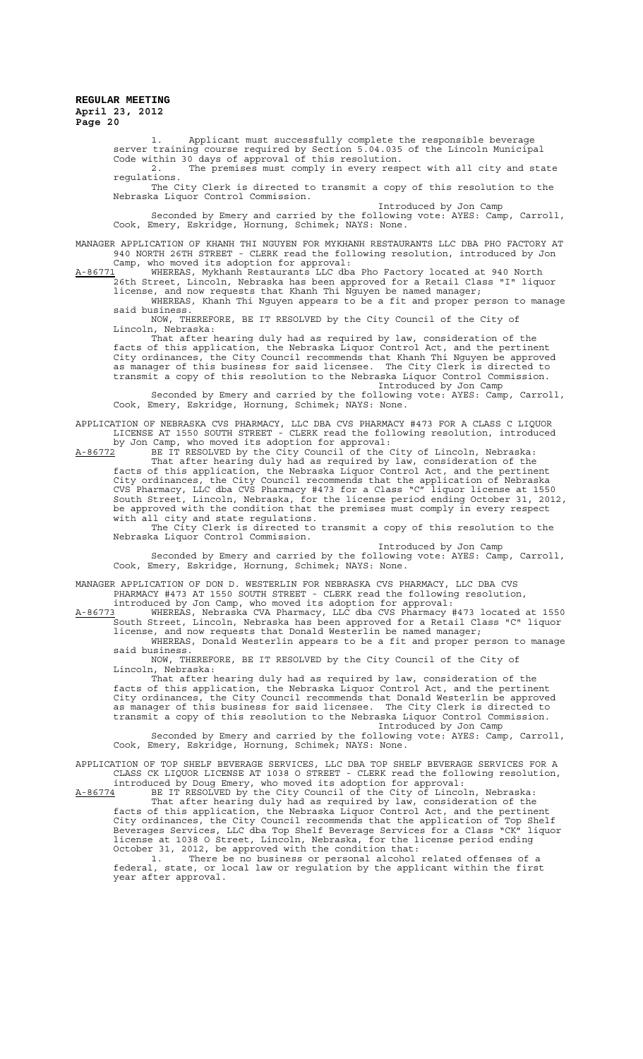1. Applicant must successfully complete the responsible beverage server training course required by Section 5.04.035 of the Lincoln Municipal Code within 30 days of approval of this resolution.

2. The premises must comply in every respect with all city and state regulations.

The City Clerk is directed to transmit a copy of this resolution to the Nebraska Liquor Control Commission.

Introduced by Jon Camp

Seconded by Emery and carried by the following vote: AYES: Camp, Carroll, Cook, Emery, Eskridge, Hornung, Schimek; NAYS: None.

MANAGER APPLICATION OF KHANH THI NGUYEN FOR MYKHANH RESTAURANTS LLC DBA PHO FACTORY AT 940 NORTH 26TH STREET - CLERK read the following resolution, introduced by Jon Camp, who moved its adoption for approval:

A-86771 WHEREAS, Mykhanh Restaurants LLC dba Pho Factory located at 940 North 26th Street, Lincoln, Nebraska has been approved for a Retail Class "I" liquor license, and now requests that Khanh Thi Nguyen be named manager;

WHEREAS, Khanh Thi Nguyen appears to be a fit and proper person to manage said business.

NOW, THEREFORE, BE IT RESOLVED by the City Council of the City of Lincoln, Nebraska:

That after hearing duly had as required by law, consideration of the facts of this application, the Nebraska Liquor Control Act, and the pertinent City ordinances, the City Council recommends that Khanh Thi Nguyen be approved as manager of this business for said licensee. The City Clerk is directed to transmit a copy of this resolution to the Nebraska Liquor Control Commission.

Introduced by Jon Camp

Seconded by Emery and carried by the following vote: AYES: Camp, Carroll, Cook, Emery, Eskridge, Hornung, Schimek; NAYS: None.

APPLICATION OF NEBRASKA CVS PHARMACY, LLC DBA CVS PHARMACY #473 FOR A CLASS C LIQUOR LICENSE AT 1550 SOUTH STREET - CLERK read the following resolution, introduced by Jon Camp, who moved its adoption for approval:

A-86772 BE IT RESOLVED by the City Council of the City of Lincoln, Nebraska:

That after hearing duly had as required by law, consideration of the facts of this application, the Nebraska Liquor Control Act, and the pertinent City ordinances, the City Council recommends that the application of Nebraska CVS Pharmacy, LLC dba CVS Pharmacy #473 for a Class "C" liquor license at 1550 South Street, Lincoln, Nebraska, for the license period ending October 31, 2012, be approved with the condition that the premises must comply in every respect with all city and state regulations.

The City Clerk is directed to transmit a copy of this resolution to the Nebraska Liquor Control Commission.

Introduced by Jon Camp

Seconded by Emery and carried by the following vote: AYES: Camp, Carroll, Cook, Emery, Eskridge, Hornung, Schimek; NAYS: None.

MANAGER APPLICATION OF DON D. WESTERLIN FOR NEBRASKA CVS PHARMACY, LLC DBA CVS PHARMACY #473 AT 1550 SOUTH STREET - CLERK read the following resolution, introduced by Jon Camp, who moved its adoption for approval:

A-86773 WHEREAS, Nebraska CVA Pharmacy, LLC dba CVS Pharmacy #473 located at 1550 South Street, Lincoln, Nebraska has been approved for a Retail Class "C" liquor license, and now requests that Donald Westerlin be named manager;

WHEREAS, Donald Westerlin appears to be a fit and proper person to manage said business.

NOW, THEREFORE, BE IT RESOLVED by the City Council of the City of Lincoln, Nebraska:

That after hearing duly had as required by law, consideration of the facts of this application, the Nebraska Liquor Control Act, and the pertinent City ordinances, the City Council recommends that Donald Westerlin be approved as manager of this business for said licensee. The City Clerk is directed to transmit a copy of this resolution to the Nebraska Liquor Control Commission.

Introduced by Jon Camp

Seconded by Emery and carried by the following vote: AYES: Camp, Carroll, Cook, Emery, Eskridge, Hornung, Schimek; NAYS: None.

APPLICATION OF TOP SHELF BEVERAGE SERVICES, LLC DBA TOP SHELF BEVERAGE SERVICES FOR A CLASS CK LIQUOR LICENSE AT 1038 O STREET - CLERK read the following resolution, introduced by Doug Emery, who moved its adoption for approval:

A-86774 BE IT RESOLVED by the City Council of the City of Lincoln, Nebraska:

That after hearing duly had as required by law, consideration of the facts of this application, the Nebraska Liquor Control Act, and the pertinent City ordinances, the City Council recommends that the application of Top Shelf Beverages Services, LLC dba Top Shelf Beverage Services for a Class "CK" liquor license at 1038 O Street, Lincoln, Nebraska, for the license period ending October 31, 2012, be approved with the condition that:

1. There be no business or personal alcohol related offenses of a federal, state, or local law or regulation by the applicant within the first year after approval.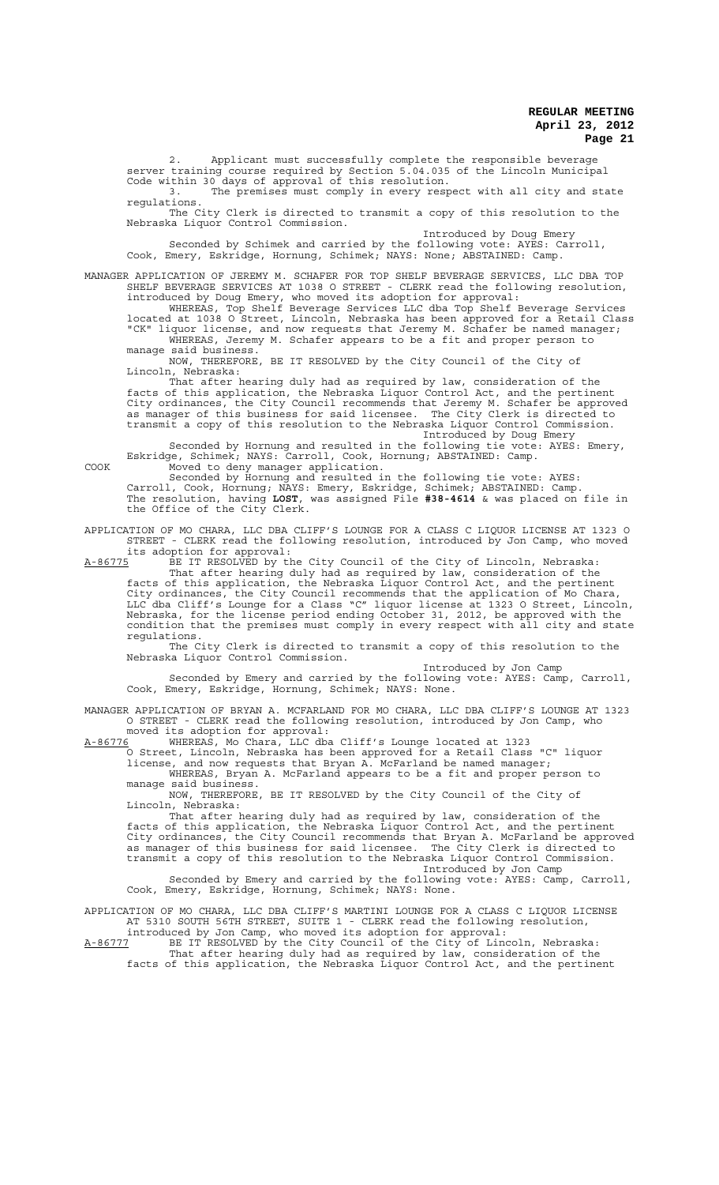2. Applicant must successfully complete the responsible beverage server training course required by Section 5.04.035 of the Lincoln Municipal Code within 30 days of approval of this resolution.

3. The premises must comply in every respect with all city and state regulations.

The City Clerk is directed to transmit a copy of this resolution to the Nebraska Liquor Control Commission.

Introduced by Doug Emery

Seconded by Schimek and carried by the following vote: AYES: Carroll, Cook, Emery, Eskridge, Hornung, Schimek; NAYS: None; ABSTAINED: Camp.

MANAGER APPLICATION OF JEREMY M. SCHAFER FOR TOP SHELF BEVERAGE SERVICES, LLC DBA TOP SHELF BEVERAGE SERVICES AT 1038 O STREET - CLERK read the following resolution, introduced by Doug Emery, who moved its adoption for approval:

WHEREAS, Top Shelf Beverage Services LLC dba Top Shelf Beverage Services located at 1038 O Street, Lincoln, Nebraska has been approved for a Retail Class "CK" liquor license, and now requests that Jeremy M. Schafer be named manager;

WHEREAS, Jeremy M. Schafer appears to be a fit and proper person to manage said business.

NOW, THEREFORE, BE IT RESOLVED by the City Council of the City of Lincoln, Nebraska:

That after hearing duly had as required by law, consideration of the facts of this application, the Nebraska Liquor Control Act, and the pertinent City ordinances, the City Council recommends that Jeremy M. Schafer be approved as manager of this business for said licensee. The City Clerk is directed to transmit a copy of this resolution to the Nebraska Liquor Control Commission.

Introduced by Doug Emery

Seconded by Hornung and resulted in the following tie vote: AYES: Emery, Eskridge, Schimek; NAYS: Carroll, Cook, Hornung; ABSTAINED: Camp.

COOK Moved to deny manager application.

Seconded by Hornung and resulted in the following tie vote: AYES: Carroll, Cook, Hornung; NAYS: Emery, Eskridge, Schimek; ABSTAINED: Camp. The resolution, having **LOST**, was assigned File **#38-4614** & was placed on file in the Office of the City Clerk.

APPLICATION OF MO CHARA, LLC DBA CLIFF'S LOUNGE FOR A CLASS C LIQUOR LICENSE AT 1323 O STREET - CLERK read the following resolution, introduced by Jon Camp, who moved its adoption for approval:

A-86775 BE IT RESOLVED by the City Council of the City of Lincoln, Nebraska:

That after hearing duly had as required by law, consideration of the facts of this application, the Nebraska Liquor Control Act, and the pertinent City ordinances, the City Council recommends that the application of Mo Chara, LLC dba Cliff's Lounge for a Class "C" liquor license at 1323 O Street, Lincoln, Nebraska, for the license period ending October 31, 2012, be approved with the condition that the premises must comply in every respect with all city and state regulations.

The City Clerk is directed to transmit a copy of this resolution to the Nebraska Liquor Control Commission.

Introduced by Jon Camp

Seconded by Emery and carried by the following vote: AYES: Camp, Carroll, Cook, Emery, Eskridge, Hornung, Schimek; NAYS: None.

MANAGER APPLICATION OF BRYAN A. MCFARLAND FOR MO CHARA, LLC DBA CLIFF'S LOUNGE AT 1323 O STREET - CLERK read the following resolution, introduced by Jon Camp, who moved its adoption for approval:

A-86776 WHEREAS, Mo Chara, LLC dba Cliff's Lounge located at 1323 O Street, Lincoln, Nebraska has been approved for a Retail Class "C" liquor license, and now requests that Bryan A. McFarland be named manager;

WHEREAS, Bryan A. McFarland appears to be a fit and proper person to manage said business.

NOW, THEREFORE, BE IT RESOLVED by the City Council of the City of Lincoln, Nebraska:

That after hearing duly had as required by law, consideration of the facts of this application, the Nebraska Liquor Control Act, and the pertinent City ordinances, the City Council recommends that Bryan A. McFarland be approved as manager of this business for said licensee. The City Clerk is directed to transmit a copy of this resolution to the Nebraska Liquor Control Commission.

Introduced by Jon Camp

Seconded by Emery and carried by the following vote: AYES: Camp, Carroll, Cook, Emery, Eskridge, Hornung, Schimek; NAYS: None.

APPLICATION OF MO CHARA, LLC DBA CLIFF'S MARTINI LOUNGE FOR A CLASS C LIQUOR LICENSE AT 5310 SOUTH 56TH STREET, SUITE 1 - CLERK read the following resolution, introduced by Jon Camp, who moved its adoption for approval:

A-86777 BE IT RESOLVED by the City Council of the City of Lincoln, Nebraska:

That after hearing duly had as required by law, consideration of the facts of this application, the Nebraska Liquor Control Act, and the pertinent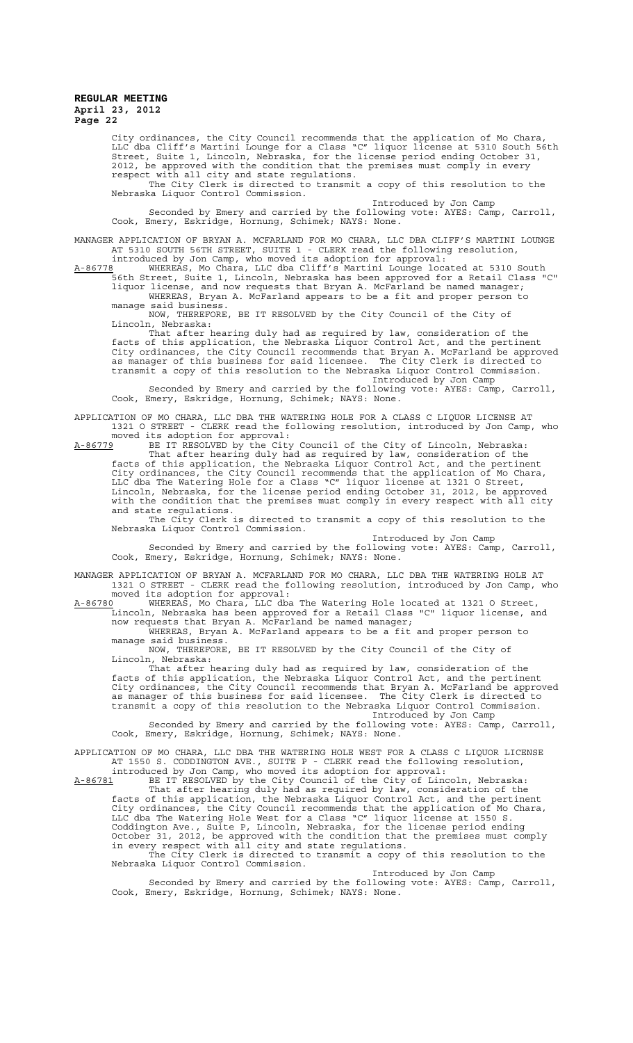City ordinances, the City Council recommends that the application of Mo Chara, LLC dba Cliff's Martini Lounge for a Class "C" liquor license at 5310 South 56th Street, Suite 1, Lincoln, Nebraska, for the license period ending October 31, 2012, be approved with the condition that the premises must comply in every respect with all city and state regulations.

The City Clerk is directed to transmit a copy of this resolution to the Nebraska Liquor Control Commission.

Introduced by Jon Camp

Seconded by Emery and carried by the following vote: AYES: Camp, Carroll, Cook, Emery, Eskridge, Hornung, Schimek; NAYS: None.

MANAGER APPLICATION OF BRYAN A. MCFARLAND FOR MO CHARA, LLC DBA CLIFF'S MARTINI LOUNGE AT 5310 SOUTH 56TH STREET, SUITE 1 - CLERK read the following resolution, introduced by Jon Camp, who moved its adoption for approval:

A-86778 WHEREAS, Mo Chara, LLC dba Cliff's Martini Lounge located at 5310 South 56th Street, Suite 1, Lincoln, Nebraska has been approved for a Retail Class "C" liquor license, and now requests that Bryan A. McFarland be named manager;

WHEREAS, Bryan A. McFarland appears to be a fit and proper person to manage said business.

NOW, THEREFORE, BE IT RESOLVED by the City Council of the City of Lincoln, Nebraska:

That after hearing duly had as required by law, consideration of the facts of this application, the Nebraska Liquor Control Act, and the pertinent City ordinances, the City Council recommends that Bryan A. McFarland be approved as manager of this business for said licensee. The City Clerk is directed to transmit a copy of this resolution to the Nebraska Liquor Control Commission.

Introduced by Jon Camp

Seconded by Emery and carried by the following vote: AYES: Camp, Carroll, Cook, Emery, Eskridge, Hornung, Schimek; NAYS: None.

APPLICATION OF MO CHARA, LLC DBA THE WATERING HOLE FOR A CLASS C LIQUOR LICENSE AT 1321 O STREET - CLERK read the following resolution, introduced by Jon Camp, who moved its adoption for approval:

A-86779 BE IT RESOLVED by the City Council of the City of Lincoln, Nebraska:

That after hearing duly had as required by law, consideration of the facts of this application, the Nebraska Liquor Control Act, and the pertinent City ordinances, the City Council recommends that the application of Mo Chara, LLC dba The Watering Hole for a Class "C" liquor license at 1321 O Street, Lincoln, Nebraska, for the license period ending October 31, 2012, be approved with the condition that the premises must comply in every respect with all city and state regulations.

The City Clerk is directed to transmit a copy of this resolution to the Nebraska Liquor Control Commission.

Introduced by Jon Camp

Seconded by Emery and carried by the following vote: AYES: Camp, Carroll, Cook, Emery, Eskridge, Hornung, Schimek; NAYS: None.

MANAGER APPLICATION OF BRYAN A. MCFARLAND FOR MO CHARA, LLC DBA THE WATERING HOLE AT 1321 O STREET - CLERK read the following resolution, introduced by Jon Camp, who moved its adoption for approval:

A-86780 WHEREAS, Mo Chara, LLC dba The Watering Hole located at 1321 O Street, Lincoln, Nebraska has been approved for a Retail Class "C" liquor license, and now requests that Bryan A. McFarland be named manager;

WHEREAS, Bryan A. McFarland appears to be a fit and proper person to manage said business.

NOW, THEREFORE, BE IT RESOLVED by the City Council of the City of Lincoln, Nebraska:

That after hearing duly had as required by law, consideration of the facts of this application, the Nebraska Liquor Control Act, and the pertinent City ordinances, the City Council recommends that Bryan A. McFarland be approved as manager of this business for said licensee. The City Clerk is directed to transmit a copy of this resolution to the Nebraska Liquor Control Commission.

Introduced by Jon Camp

Seconded by Emery and carried by the following vote: AYES: Camp, Carroll, Cook, Emery, Eskridge, Hornung, Schimek; NAYS: None.

APPLICATION OF MO CHARA, LLC DBA THE WATERING HOLE WEST FOR A CLASS C LIQUOR LICENSE AT 1550 S. CODDINGTON AVE., SUITE P - CLERK read the following resolution, introduced by Jon Camp, who moved its adoption for approval:

A-86781 BE IT RESOLVED by the City Council of the City of Lincoln, Nebraska:

That after hearing duly had as required by law, consideration of the facts of this application, the Nebraska Liquor Control Act, and the pertinent City ordinances, the City Council recommends that the application of Mo Chara, LLC dba The Watering Hole West for a Class "C" liquor license at 1550 S. Coddington Ave., Suite P, Lincoln, Nebraska, for the license period ending October 31, 2012, be approved with the condition that the premises must comply in every respect with all city and state regulations.

The City Clerk is directed to transmit a copy of this resolution to the Nebraska Liquor Control Commission.

Introduced by Jon Camp

Seconded by Emery and carried by the following vote: AYES: Camp, Carroll, Cook, Emery, Eskridge, Hornung, Schimek; NAYS: None.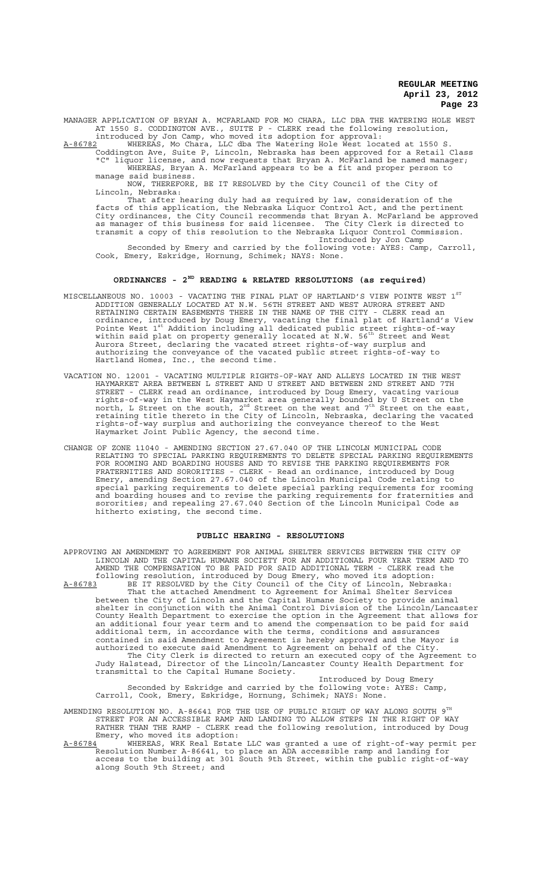MANAGER APPLICATION OF BRYAN A. MCFARLAND FOR MO CHARA, LLC DBA THE WATERING HOLE WEST AT 1550 S. CODDINGTON AVE., SUITE P - CLERK read the following resolution, introduced by Jon Camp, who moved its adoption for approval:

A-86782 WHEREAS, Mo Chara, LLC dba The Watering Hole West located at 1550 S. Coddington Ave, Suite P, Lincoln, Nebraska has been approved for a Retail Class "C" liquor license, and now requests that Bryan A. McFarland be named manager;

WHEREAS, Bryan A. McFarland appears to be a fit and proper person to manage said business.

NOW, THEREFORE, BE IT RESOLVED by the City Council of the City of Lincoln, Nebraska:

That after hearing duly had as required by law, consideration of the facts of this application, the Nebraska Liquor Control Act, and the pertinent City ordinances, the City Council recommends that Bryan A. McFarland be approved as manager of this business for said licensee. The City Clerk is directed to transmit a copy of this resolution to the Nebraska Liquor Control Commission.

Introduced by Jon Camp

Seconded by Emery and carried by the following vote: AYES: Camp, Carroll, Cook, Emery, Eskridge, Hornung, Schimek; NAYS: None.

## ORDINANCES - 2ND READING & RELATED RESOLUTIONS (as required)

MISCELLANEOUS NO. 10003 - VACATING THE FINAL PLAT OF HARTLAND'S VIEW POINTE WEST 1ST ADDITION GENERALLY LOCATED AT N.W. 56TH STREET AND WEST AURORA STREET AND RETAINING CERTAIN EASEMENTS THERE IN THE NAME OF THE CITY - CLERK read an ordinance, introduced by Doug Emery, vacating the final plat of Hartland's View Pointe West 1st Addition including all dedicated public street rights-of-way within said plat on property generally located at N.W. 56th Street and West Aurora Street, declaring the vacated street rights-of-way surplus and authorizing the conveyance of the vacated public street rights-of-way to Hartland Homes, Inc., the second time.

VACATION NO. 12001 - VACATING MULTIPLE RIGHTS-OF-WAY AND ALLEYS LOCATED IN THE WEST HAYMARKET AREA BETWEEN L STREET AND U STREET AND BETWEEN 2ND STREET AND 7TH STREET - CLERK read an ordinance, introduced by Doug Emery, vacating various rights-of-way in the West Haymarket area generally bounded by U Street on the north, L Street on the south, 2nd Street on the west and 7th Street on the east, retaining title thereto in the City of Lincoln, Nebraska, declaring the vacated rights-of-way surplus and authorizing the conveyance thereof to the West Haymarket Joint Public Agency, the second time.

CHANGE OF ZONE 11040 - AMENDING SECTION 27.67.040 OF THE LINCOLN MUNICIPAL CODE RELATING TO SPECIAL PARKING REQUIREMENTS TO DELETE SPECIAL PARKING REQUIREMENTS FOR ROOMING AND BOARDING HOUSES AND TO REVISE THE PARKING REQUIREMENTS FOR FRATERNITIES AND SORORITIES - CLERK - Read an ordinance, introduced by Doug Emery, amending Section 27.67.040 of the Lincoln Municipal Code relating to special parking requirements to delete special parking requirements for rooming and boarding houses and to revise the parking requirements for fraternities and sororities; and repealing 27.67.040 Section of the Lincoln Municipal Code as hitherto existing, the second time.

## PUBLIC HEARING - RESOLUTIONS

APPROVING AN AMENDMENT TO AGREEMENT FOR ANIMAL SHELTER SERVICES BETWEEN THE CITY OF LINCOLN AND THE CAPITAL HUMANE SOCIETY FOR AN ADDITIONAL FOUR YEAR TERM AND TO AMEND THE COMPENSATION TO BE PAID FOR SAID ADDITIONAL TERM - CLERK read the following resolution, introduced by Doug Emery, who moved its adoption:

A-86783 BE IT RESOLVED by the City Council of the City of Lincoln, Nebraska:

That the attached Amendment to Agreement for Animal Shelter Services between the City of Lincoln and the Capital Humane Society to provide animal shelter in conjunction with the Animal Control Division of the Lincoln/Lancaster County Health Department to exercise the option in the Agreement that allows for an additional four year term and to amend the compensation to be paid for said additional term, in accordance with the terms, conditions and assurances contained in said Amendment to Agreement is hereby approved and the Mayor is authorized to execute said Amendment to Agreement on behalf of the City.

The City Clerk is directed to return an executed copy of the Agreement to Judy Halstead, Director of the Lincoln/Lancaster County Health Department for transmittal to the Capital Humane Society.

Introduced by Doug Emery

Seconded by Eskridge and carried by the following vote: AYES: Camp, Carroll, Cook, Emery, Eskridge, Hornung, Schimek; NAYS: None.

AMENDING RESOLUTION NO. A-86641 FOR THE USE OF PUBLIC RIGHT OF WAY ALONG SOUTH 9TH STREET FOR AN ACCESSIBLE RAMP AND LANDING TO ALLOW STEPS IN THE RIGHT OF WAY RATHER THAN THE RAMP - CLERK read the following resolution, introduced by Doug Emery, who moved its adoption:

A-86784 WHEREAS, WRK Real Estate LLC was granted a use of right-of-way permit per Resolution Number A-86641, to place an ADA accessible ramp and landing for access to the building at 301 South 9th Street, within the public right-of-way along South 9th Street; and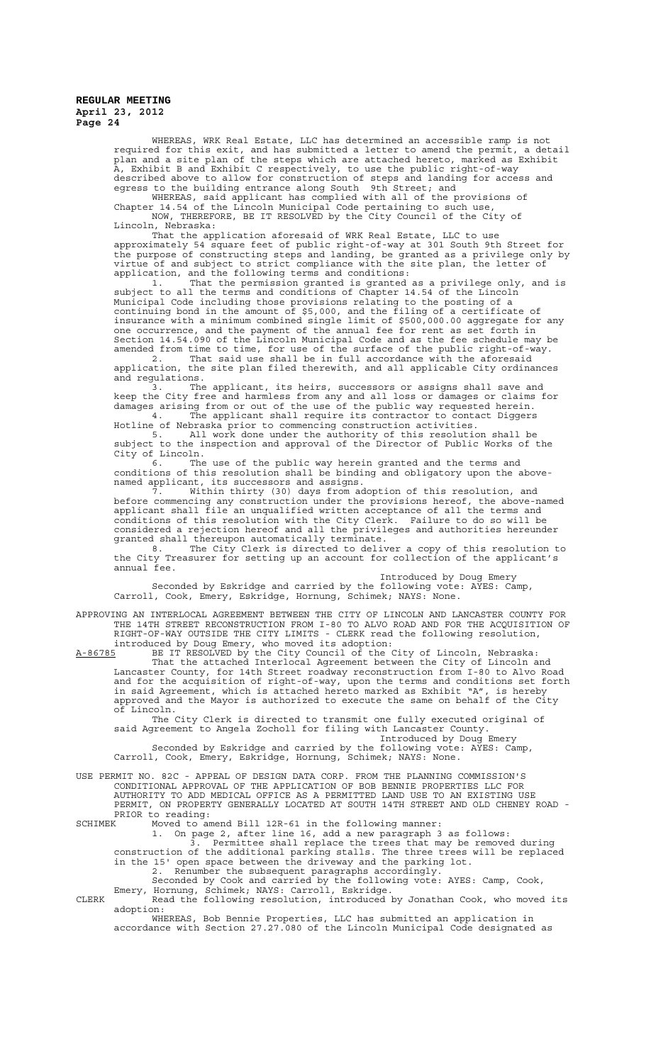WHEREAS, WRK Real Estate, LLC has determined an accessible ramp is not required for this exit, and has submitted a letter to amend the permit, a detail plan and a site plan of the steps which are attached hereto, marked as Exhibit A, Exhibit B and Exhibit C respectively, to use the public right-of-way described above to allow for construction of steps and landing for access and egress to the building entrance along South 9th Street; and

WHEREAS, said applicant has complied with all of the provisions of Chapter 14.54 of the Lincoln Municipal Code pertaining to such use,

NOW, THEREFORE, BE IT RESOLVED by the City Council of the City of Lincoln, Nebraska:

That the application aforesaid of WRK Real Estate, LLC to use approximately 54 square feet of public right-of-way at 301 South 9th Street for the purpose of constructing steps and landing, be granted as a privilege only by virtue of and subject to strict compliance with the site plan, the letter of application, and the following terms and conditions:

1. That the permission granted is granted as a privilege only, and is subject to all the terms and conditions of Chapter 14.54 of the Lincoln Municipal Code including those provisions relating to the posting of a continuing bond in the amount of $5,000, and the filing of a certificate of insurance with a minimum combined single limit of $500,000.00 aggregate for any one occurrence, and the payment of the annual fee for rent as set forth in Section 14.54.090 of the Lincoln Municipal Code and as the fee schedule may be amended from time to time, for use of the surface of the public right-of-way.

2. That said use shall be in full accordance with the aforesaid application, the site plan filed therewith, and all applicable City ordinances and regulations.

3. The applicant, its heirs, successors or assigns shall save and keep the City free and harmless from any and all loss or damages or claims for damages arising from or out of the use of the public way requested herein.

4. The applicant shall require its contractor to contact Diggers Hotline of Nebraska prior to commencing construction activities.

5. All work done under the authority of this resolution shall be subject to the inspection and approval of the Director of Public Works of the City of Lincoln.

6. The use of the public way herein granted and the terms and conditions of this resolution shall be binding and obligatory upon the above-named applicant, its successors and assigns.

7. Within thirty (30) days from adoption of this resolution, and before commencing any construction under the provisions hereof, the above-named applicant shall file an unqualified written acceptance of all the terms and conditions of this resolution with the City Clerk. Failure to do so will be considered a rejection hereof and all the privileges and authorities hereunder granted shall thereupon automatically terminate.

8. The City Clerk is directed to deliver a copy of this resolution to the City Treasurer for setting up an account for collection of the applicant's annual fee.

Introduced by Doug Emery

Seconded by Eskridge and carried by the following vote: AYES: Camp, Carroll, Cook, Emery, Eskridge, Hornung, Schimek; NAYS: None.

APPROVING AN INTERLOCAL AGREEMENT BETWEEN THE CITY OF LINCOLN AND LANCASTER COUNTY FOR THE 14TH STREET RECONSTRUCTION FROM I-80 TO ALVO ROAD AND FOR THE ACQUISITION OF RIGHT-OF-WAY OUTSIDE THE CITY LIMITS - CLERK read the following resolution, introduced by Doug Emery, who moved its adoption:

A-86785 BE IT RESOLVED by the City Council of the City of Lincoln, Nebraska:

That the attached Interlocal Agreement between the City of Lincoln and Lancaster County, for 14th Street roadway reconstruction from I-80 to Alvo Road and for the acquisition of right-of-way, upon the terms and conditions set forth in said Agreement, which is attached hereto marked as Exhibit "A", is hereby approved and the Mayor is authorized to execute the same on behalf of the City of Lincoln.

The City Clerk is directed to transmit one fully executed original of said Agreement to Angela Zocholl for filing with Lancaster County.

Introduced by Doug Emery

Seconded by Eskridge and carried by the following vote: AYES: Camp, Carroll, Cook, Emery, Eskridge, Hornung, Schimek; NAYS: None.

USE PERMIT NO. 82C - APPEAL OF DESIGN DATA CORP. FROM THE PLANNING COMMISSION'S CONDITIONAL APPROVAL OF THE APPLICATION OF BOB BENNIE PROPERTIES LLC FOR AUTHORITY TO ADD MEDICAL OFFICE AS A PERMITTED LAND USE TO AN EXISTING USE PERMIT, ON PROPERTY GENERALLY LOCATED AT SOUTH 14TH STREET AND OLD CHENEY ROAD - PRIOR to reading:

SCHIMEK Moved to amend Bill 12R-61 in the following manner:

1. On page 2, after line 16, add a new paragraph 3 as follows:

3. Permittee shall replace the trees that may be removed during construction of the additional parking stalls. The three trees will be replaced in the 15' open space between the driveway and the parking lot.

2. Renumber the subsequent paragraphs accordingly.

Seconded by Cook and carried by the following vote: AYES: Camp, Cook, Emery, Hornung, Schimek; NAYS: Carroll, Eskridge.

CLERK Read the following resolution, introduced by Jonathan Cook, who moved its adoption:

WHEREAS, Bob Bennie Properties, LLC has submitted an application in accordance with Section 27.27.080 of the Lincoln Municipal Code designated as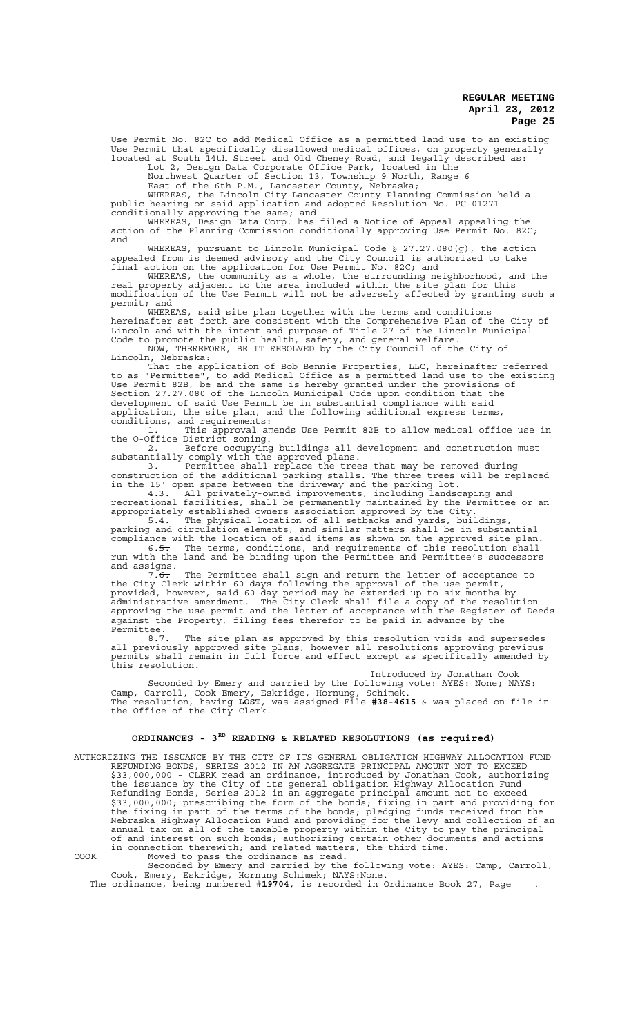Use Permit No. 82C to add Medical Office as a permitted land use to an existing Use Permit that specifically disallowed medical offices, on property generally located at South 14th Street and Old Cheney Road, and legally described as:

Lot 2, Design Data Corporate Office Park, located in the Northwest Quarter of Section 13, Township 9 North, Range 6 East of the 6th P.M., Lancaster County, Nebraska;

WHEREAS, the Lincoln City-Lancaster County Planning Commission held a public hearing on said application and adopted Resolution No. PC-01271 conditionally approving the same; and

WHEREAS, Design Data Corp. has filed a Notice of Appeal appealing the action of the Planning Commission conditionally approving Use Permit No. 82C; and

WHEREAS, pursuant to Lincoln Municipal Code § 27.27.080(g), the action appealed from is deemed advisory and the City Council is authorized to take final action on the application for Use Permit No. 82C; and

WHEREAS, the community as a whole, the surrounding neighborhood, and the real property adjacent to the area included within the site plan for this modification of the Use Permit will not be adversely affected by granting such a permit; and

WHEREAS, said site plan together with the terms and conditions hereinafter set forth are consistent with the Comprehensive Plan of the City of Lincoln and with the intent and purpose of Title 27 of the Lincoln Municipal Code to promote the public health, safety, and general welfare.

NOW, THEREFORE, BE IT RESOLVED by the City Council of the City of Lincoln, Nebraska:

That the application of Bob Bennie Properties, LLC, hereinafter referred to as "Permittee", to add Medical Office as a permitted land use to the existing Use Permit 82B, be and the same is hereby granted under the provisions of Section 27.27.080 of the Lincoln Municipal Code upon condition that the development of said Use Permit be in substantial compliance with said application, the site plan, and the following additional express terms, conditions, and requirements:

1. This approval amends Use Permit 82B to allow medical office use in the O-Office District zoning.

2. Before occupying buildings all development and construction must substantially comply with the approved plans.

3. Permittee shall replace the trees that may be removed during construction of the additional parking stalls. The three trees will be replaced in the 15' open space between the driveway and the parking lot.

4.~~3.~~ All privately-owned improvements, including landscaping and recreational facilities, shall be permanently maintained by the Permittee or an appropriately established owners association approved by the City.

5.~~4.~~ The physical location of all setbacks and yards, buildings, parking and circulation elements, and similar matters shall be in substantial compliance with the location of said items as shown on the approved site plan.

6.~~5.~~ The terms, conditions, and requirements of this resolution shall run with the land and be binding upon the Permittee and Permittee's successors and assigns.

7.~~6.~~ The Permittee shall sign and return the letter of acceptance to the City Clerk within 60 days following the approval of the use permit, provided, however, said 60-day period may be extended up to six months by administrative amendment. The City Clerk shall file a copy of the resolution approving the use permit and the letter of acceptance with the Register of Deeds against the Property, filing fees therefor to be paid in advance by the Permittee.

8.~~7.~~ The site plan as approved by this resolution voids and supersedes all previously approved site plans, however all resolutions approving previous permits shall remain in full force and effect except as specifically amended by this resolution.

Introduced by Jonathan Cook

Seconded by Emery and carried by the following vote: AYES: None; NAYS: Camp, Carroll, Cook Emery, Eskridge, Hornung, Schimek.

The resolution, having **LOST**, was assigned File **#38-4615** & was placed on file in the Office of the City Clerk.

## ORDINANCES - 3RD READING & RELATED RESOLUTIONS (as required)

AUTHORIZING THE ISSUANCE BY THE CITY OF ITS GENERAL OBLIGATION HIGHWAY ALLOCATION FUND REFUNDING BONDS, SERIES 2012 IN AN AGGREGATE PRINCIPAL AMOUNT NOT TO EXCEED $33,000,000 - CLERK read an ordinance, introduced by Jonathan Cook, authorizing the issuance by the City of its general obligation Highway Allocation Fund Refunding Bonds, Series 2012 in an aggregate principal amount not to exceed $33,000,000; prescribing the form of the bonds; fixing in part and providing for the fixing in part of the terms of the bonds; pledging funds received from the Nebraska Highway Allocation Fund and providing for the levy and collection of an annual tax on all of the taxable property within the City to pay the principal of and interest on such bonds; authorizing certain other documents and actions in connection therewith; and related matters, the third time.

COOK Moved to pass the ordinance as read.

Seconded by Emery and carried by the following vote: AYES: Camp, Carroll, Cook, Emery, Eskridge, Hornung Schimek; NAYS:None.

The ordinance, being numbered **#19704**, is recorded in Ordinance Book 27, Page .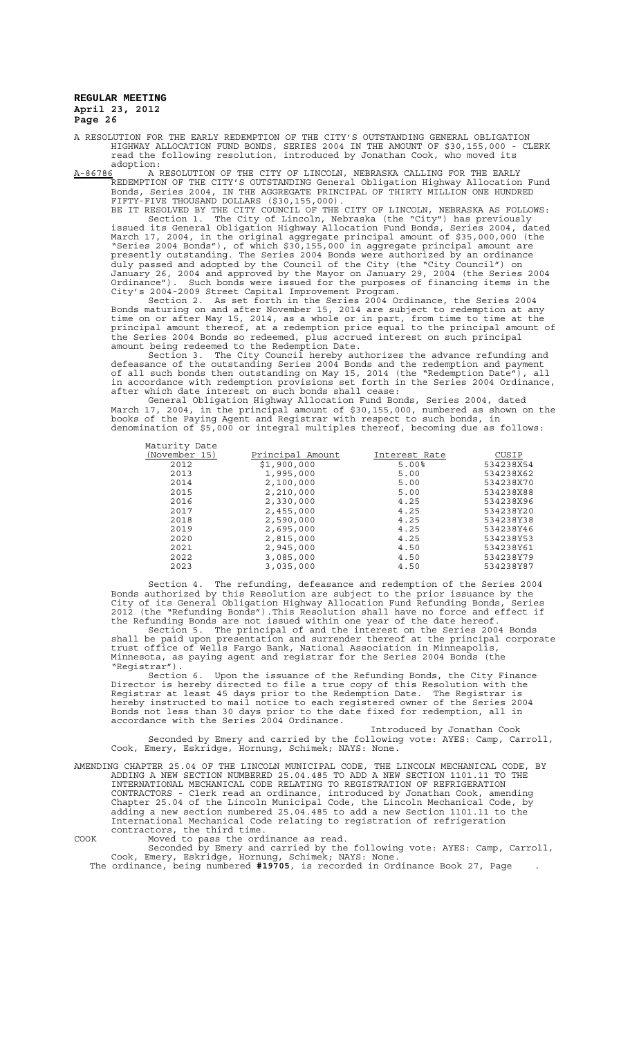A RESOLUTION FOR THE EARLY REDEMPTION OF THE CITY'S OUTSTANDING GENERAL OBLIGATION HIGHWAY ALLOCATION FUND BONDS, SERIES 2004 IN THE AMOUNT OF $30,155,000 - CLERK read the following resolution, introduced by Jonathan Cook, who moved its adoption:

A-86786 A RESOLUTION OF THE CITY OF LINCOLN, NEBRASKA CALLING FOR THE EARLY REDEMPTION OF THE CITY'S OUTSTANDING General Obligation Highway Allocation Fund Bonds, Series 2004, IN THE AGGREGATE PRINCIPAL OF THIRTY MILLION ONE HUNDRED FIFTY-FIVE THOUSAND DOLLARS ($30,155,000).

BE IT RESOLVED BY THE CITY COUNCIL OF THE CITY OF LINCOLN, NEBRASKA AS FOLLOWS:

Section 1. The City of Lincoln, Nebraska (the "City") has previously issued its General Obligation Highway Allocation Fund Bonds, Series 2004, dated March 17, 2004, in the original aggregate principal amount of $35,000,000 (the "Series 2004 Bonds"), of which $30,155,000 in aggregate principal amount are presently outstanding. The Series 2004 Bonds were authorized by an ordinance duly passed and adopted by the Council of the City (the "City Council") on January 26, 2004 and approved by the Mayor on January 29, 2004 (the Series 2004 Ordinance"). Such bonds were issued for the purposes of financing items in the City's 2004-2009 Street Capital Improvement Program.

Section 2. As set forth in the Series 2004 Ordinance, the Series 2004 Bonds maturing on and after November 15, 2014 are subject to redemption at any time on or after May 15, 2014, as a whole or in part, from time to time at the principal amount thereof, at a redemption price equal to the principal amount of the Series 2004 Bonds so redeemed, plus accrued interest on such principal amount being redeemed to the Redemption Date.

Section 3. The City Council hereby authorizes the advance refunding and defeasance of the outstanding Series 2004 Bonds and the redemption and payment of all such bonds then outstanding on May 15, 2014 (the "Redemption Date"), all in accordance with redemption provisions set forth in the Series 2004 Ordinance, after which date interest on such bonds shall cease:

General Obligation Highway Allocation Fund Bonds, Series 2004, dated March 17, 2004, in the principal amount of $30,155,000, numbered as shown on the books of the Paying Agent and Registrar with respect to such bonds, in denomination of $5,000 or integral multiples thereof, becoming due as follows:

| Maturity Date (November 15) | Principal Amount | Interest Rate | CUSIP |
|---|---|---|---|
| 2012 | $1,900,000 | 5.00% | 534238X54 |
| 2013 | 1,995,000 | 5.00 | 534238X62 |
| 2014 | 2,100,000 | 5.00 | 534238X70 |
| 2015 | 2,210,000 | 5.00 | 534238X88 |
| 2016 | 2,330,000 | 4.25 | 534238X96 |
| 2017 | 2,455,000 | 4.25 | 534238Y20 |
| 2018 | 2,590,000 | 4.25 | 534238Y38 |
| 2019 | 2,695,000 | 4.25 | 534238Y46 |
| 2020 | 2,815,000 | 4.25 | 534238Y53 |
| 2021 | 2,945,000 | 4.50 | 534238Y61 |
| 2022 | 3,085,000 | 4.50 | 534238Y79 |
| 2023 | 3,035,000 | 4.50 | 534238Y87 |

Section 4. The refunding, defeasance and redemption of the Series 2004 Bonds authorized by this Resolution are subject to the prior issuance by the City of its General Obligation Highway Allocation Fund Refunding Bonds, Series 2012 (the "Refunding Bonds").This Resolution shall have no force and effect if the Refunding Bonds are not issued within one year of the date hereof.

Section 5. The principal of and the interest on the Series 2004 Bonds shall be paid upon presentation and surrender thereof at the principal corporate trust office of Wells Fargo Bank, National Association in Minneapolis, Minnesota, as paying agent and registrar for the Series 2004 Bonds (the "Registrar").

Section 6. Upon the issuance of the Refunding Bonds, the City Finance Director is hereby directed to file a true copy of this Resolution with the Registrar at least 45 days prior to the Redemption Date. The Registrar is hereby instructed to mail notice to each registered owner of the Series 2004 Bonds not less than 30 days prior to the date fixed for redemption, all in accordance with the Series 2004 Ordinance.

Introduced by Jonathan Cook

Seconded by Emery and carried by the following vote: AYES: Camp, Carroll, Cook, Emery, Eskridge, Hornung, Schimek; NAYS: None.

AMENDING CHAPTER 25.04 OF THE LINCOLN MUNICIPAL CODE, THE LINCOLN MECHANICAL CODE, BY ADDING A NEW SECTION NUMBERED 25.04.485 TO ADD A NEW SECTION 1101.11 TO THE INTERNATIONAL MECHANICAL CODE RELATING TO REGISTRATION OF REFRIGERATION CONTRACTORS - Clerk read an ordinance, introduced by Jonathan Cook, amending Chapter 25.04 of the Lincoln Municipal Code, the Lincoln Mechanical Code, by adding a new section numbered 25.04.485 to add a new Section 1101.11 to the International Mechanical Code relating to registration of refrigeration contractors, the third time.

COOK Moved to pass the ordinance as read.

Seconded by Emery and carried by the following vote: AYES: Camp, Carroll, Cook, Emery, Eskridge, Hornung, Schimek; NAYS: None.

The ordinance, being numbered **#19705**, is recorded in Ordinance Book 27, Page .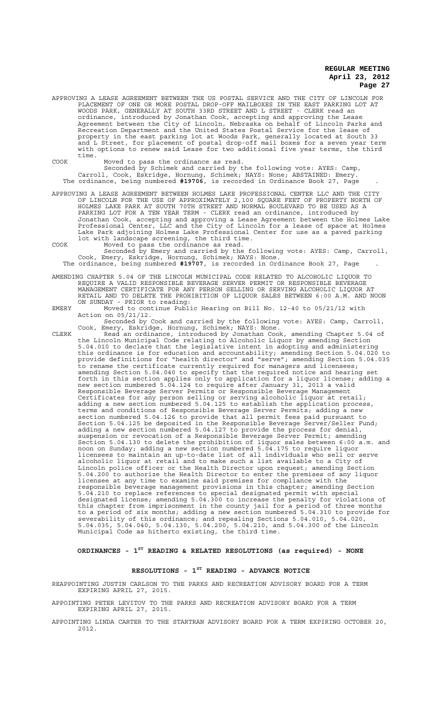APPROVING A LEASE AGREEMENT BETWEEN THE US POSTAL SERVICE AND THE CITY OF LINCOLN FOR PLACEMENT OF ONE OR MORE POSTAL DROP-OFF MAILBOXES IN THE EAST PARKING LOT AT WOODS PARK, GENERALLY AT SOUTH 33RD STREET AND L STREET - CLERK read an ordinance, introduced by Jonathan Cook, accepting and approving the Lease Agreement between the City of Lincoln, Nebraska on behalf of Lincoln Parks and Recreation Department and the United States Postal Service for the lease of property in the east parking lot at Woods Park, generally located at South 33 and L Street, for placement of postal drop-off mail boxes for a seven year term with options to renew said Lease for two additional five year terms, the third time.

COOK Moved to pass the ordinance as read.

Seconded by Schimek and carried by the following vote: AYES: Camp, Carroll, Cook, Eskridge, Hornung, Schimek; NAYS: None; ABSTAINED: Emery.

The ordinance, being numbered **#19706**, is recorded in Ordinance Book 27, Page .

APPROVING A LEASE AGREEMENT BETWEEN HOLMES LAKE PROFESSIONAL CENTER LLC AND THE CITY OF LINCOLN FOR THE USE OF APPROXIMATELY 2,100 SQUARE FEET OF PROPERTY NORTH OF HOLMES LAKE PARK AT SOUTH 70TH STREET AND NORMAL BOULEVARD TO BE USED AS A PARKING LOT FOR A TEN YEAR TERM - CLERK read an ordinance, introduced by Jonathan Cook, accepting and approving a Lease Agreement between the Holmes Lake Professional Center, LLC and the City of Lincoln for a lease of space at Holmes Lake Park adjoining Holmes Lake Professional Center for use as a paved parking lot with landscape screening, the third time.

COOK Moved to pass the ordinance as read.

Seconded by Emery and carried by the following vote: AYES: Camp, Carroll, Cook, Emery, Eskridge, Hornung, Schimek; NAYS: None.

The ordinance, being numbered **#19707**, is recorded in Ordinance Book 27, Page .

AMENDING CHAPTER 5.04 OF THE LINCOLN MUNICIPAL CODE RELATED TO ALCOHOLIC LIQUOR TO REQUIRE A VALID RESPONSIBLE BEVERAGE SERVER PERMIT OR RESPONSIBLE BEVERAGE MANAGEMENT CERTIFICATE FOR ANY PERSON SELLING OR SERVING ALCOHOLIC LIQUOR AT RETAIL AND TO DELETE THE PROHIBITION OF LIQUOR SALES BETWEEN 6:00 A.M. AND NOON ON SUNDAY - PRIOR to reading:

EMERY Moved to continue Public Hearing on Bill No. 12-40 to 05/21/12 with Action on 05/21/12.

Seconded by Cook and carried by the following vote: AYES: Camp, Carroll, Cook, Emery, Eskridge, Hornung, Schimek; NAYS: None.

CLERK Read an ordinance, introduced by Jonathan Cook, amending Chapter 5.04 of the Lincoln Municipal Code relating to Alcoholic Liquor by amending Section 5.04.010 to declare that the legislative intent in adopting and administering this ordinance is for education and accountability; amending Section 5.04.020 to provide definitions for "health director" and "serve"; amending Section 5.04.035 to rename the certificate currently required for managers and licensees; amending Section 5.04.040 to specify that the required notice and hearing set forth in this section applies only to application for a liquor license; adding a new section numbered 5.04.124 to require after January 31, 2013 a valid Responsible Beverage Server Permits or Responsible Beverage Management Certificates for any person selling or serving alcoholic liquor at retail; adding a new section numbered 5.04.125 to establish the application process, terms and conditions of Responsible Beverage Server Permits; adding a new section numbered 5.04.126 to provide that all permit fees paid pursuant to Section 5.04.125 be deposited in the Responsible Beverage Server/Seller Fund; adding a new section numbered 5.04.127 to provide the process for denial, suspension or revocation of a Responsible Beverage Server Permit; amending Section 5.04.130 to delete the prohibition of liquor sales between 6:00 a.m. and noon on Sunday; adding a new section numbered 5.04.175 to require liquor licensees to maintain an up-to-date list of all individuals who sell or serve alcoholic liquor at retail and to make such a list available to a City of Lincoln police officer or the Health Director upon request; amending Section 5.04.200 to authorize the Health Director to enter the premises of any liquor licensee at any time to examine said premises for compliance with the responsible beverage management provisions in this chapter; amending Section 5.04.210 to replace references to special designated permit with special designated license; amending 5.04.300 to increase the penalty for violations of this chapter from imprisonment in the county jail for a period of three months to a period of six months; adding a new section numbered 5.04.310 to provide for severability of this ordinance; and repealing Sections 5.04.010, 5.04.020, 5.04.035, 5.04.040, 5.04.130, 5.04.200, 5.04.210, and 5.04.300 of the Lincoln Municipal Code as hitherto existing, the third time.

## ORDINANCES - 1ST READING & RELATED RESOLUTIONS (as required) - NONE

## RESOLUTIONS - 1ST READING - ADVANCE NOTICE

REAPPOINTING JUSTIN CARLSON TO THE PARKS AND RECREATION ADVISORY BOARD FOR A TERM EXPIRING APRIL 27, 2015.

APPOINTING PETER LEVITOV TO THE PARKS AND RECREATION ADVISORY BOARD FOR A TERM EXPIRING APRIL 27, 2015.

APPOINTING LINDA CARTER TO THE STARTRAN ADVISORY BOARD FOR A TERM EXPIRING OCTOBER 20, 2012.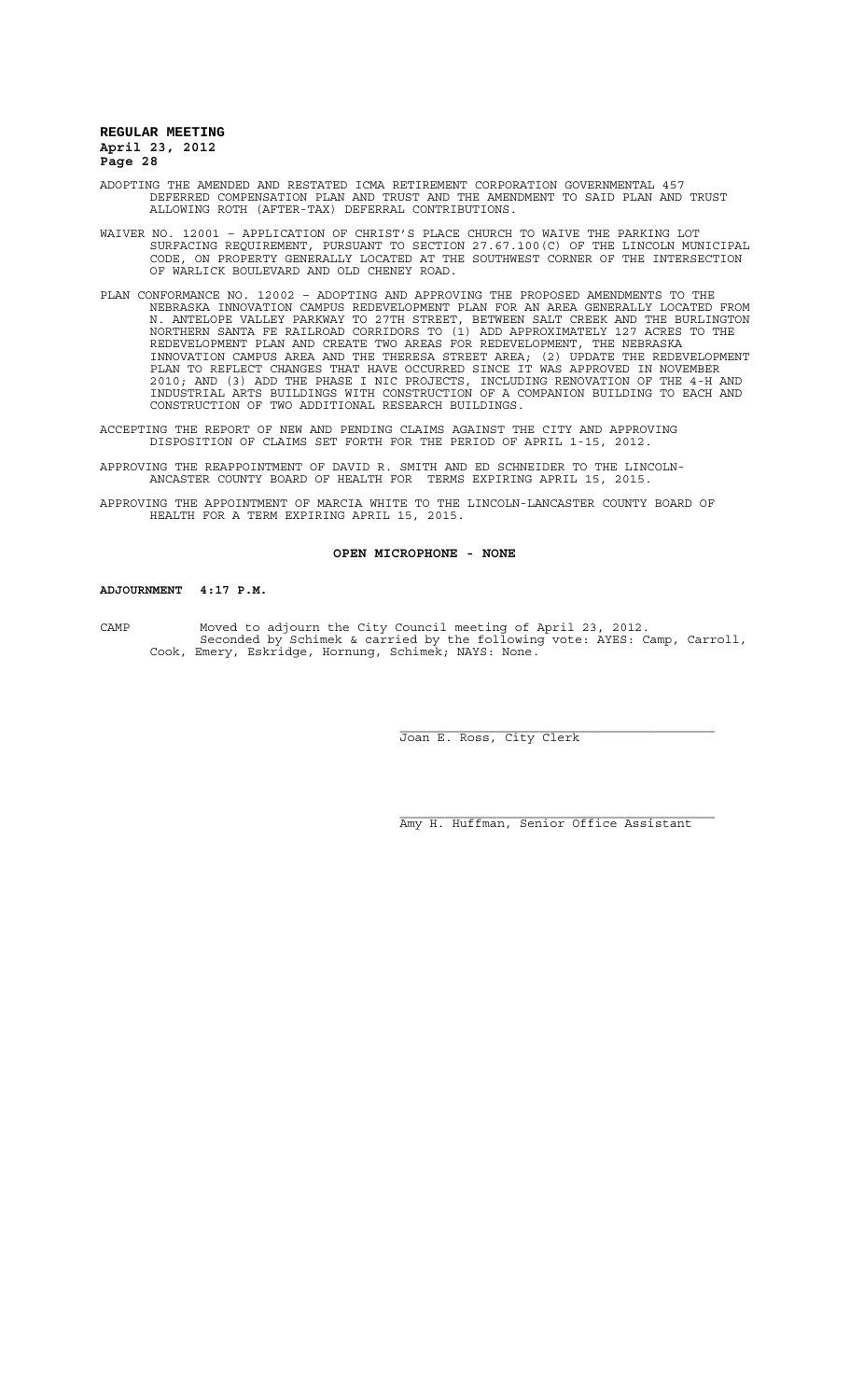ADOPTING THE AMENDED AND RESTATED ICMA RETIREMENT CORPORATION GOVERNMENTAL 457 DEFERRED COMPENSATION PLAN AND TRUST AND THE AMENDMENT TO SAID PLAN AND TRUST ALLOWING ROTH (AFTER-TAX) DEFERRAL CONTRIBUTIONS.

WAIVER NO. 12001 – APPLICATION OF CHRIST'S PLACE CHURCH TO WAIVE THE PARKING LOT SURFACING REQUIREMENT, PURSUANT TO SECTION 27.67.100(C) OF THE LINCOLN MUNICIPAL CODE, ON PROPERTY GENERALLY LOCATED AT THE SOUTHWEST CORNER OF THE INTERSECTION OF WARLICK BOULEVARD AND OLD CHENEY ROAD.

PLAN CONFORMANCE NO. 12002 – ADOPTING AND APPROVING THE PROPOSED AMENDMENTS TO THE NEBRASKA INNOVATION CAMPUS REDEVELOPMENT PLAN FOR AN AREA GENERALLY LOCATED FROM N. ANTELOPE VALLEY PARKWAY TO 27TH STREET, BETWEEN SALT CREEK AND THE BURLINGTON NORTHERN SANTA FE RAILROAD CORRIDORS TO (1) ADD APPROXIMATELY 127 ACRES TO THE REDEVELOPMENT PLAN AND CREATE TWO AREAS FOR REDEVELOPMENT, THE NEBRASKA INNOVATION CAMPUS AREA AND THE THERESA STREET AREA; (2) UPDATE THE REDEVELOPMENT PLAN TO REFLECT CHANGES THAT HAVE OCCURRED SINCE IT WAS APPROVED IN NOVEMBER 2010; AND (3) ADD THE PHASE I NIC PROJECTS, INCLUDING RENOVATION OF THE 4-H AND INDUSTRIAL ARTS BUILDINGS WITH CONSTRUCTION OF A COMPANION BUILDING TO EACH AND CONSTRUCTION OF TWO ADDITIONAL RESEARCH BUILDINGS.

ACCEPTING THE REPORT OF NEW AND PENDING CLAIMS AGAINST THE CITY AND APPROVING DISPOSITION OF CLAIMS SET FORTH FOR THE PERIOD OF APRIL 1-15, 2012.

APPROVING THE REAPPOINTMENT OF DAVID R. SMITH AND ED SCHNEIDER TO THE LINCOLN-ANCASTER COUNTY BOARD OF HEALTH FOR TERMS EXPIRING APRIL 15, 2015.

APPROVING THE APPOINTMENT OF MARCIA WHITE TO THE LINCOLN-LANCASTER COUNTY BOARD OF HEALTH FOR A TERM EXPIRING APRIL 15, 2015.

**OPEN MICROPHONE - NONE**

**ADJOURNMENT 4:17 P.M.**

CAMP Moved to adjourn the City Council meeting of April 23, 2012.
Seconded by Schimek & carried by the following vote: AYES: Camp, Carroll, Cook, Emery, Eskridge, Hornung, Schimek; NAYS: None.

Joan E. Ross, City Clerk

Amy H. Huffman, Senior Office Assistant